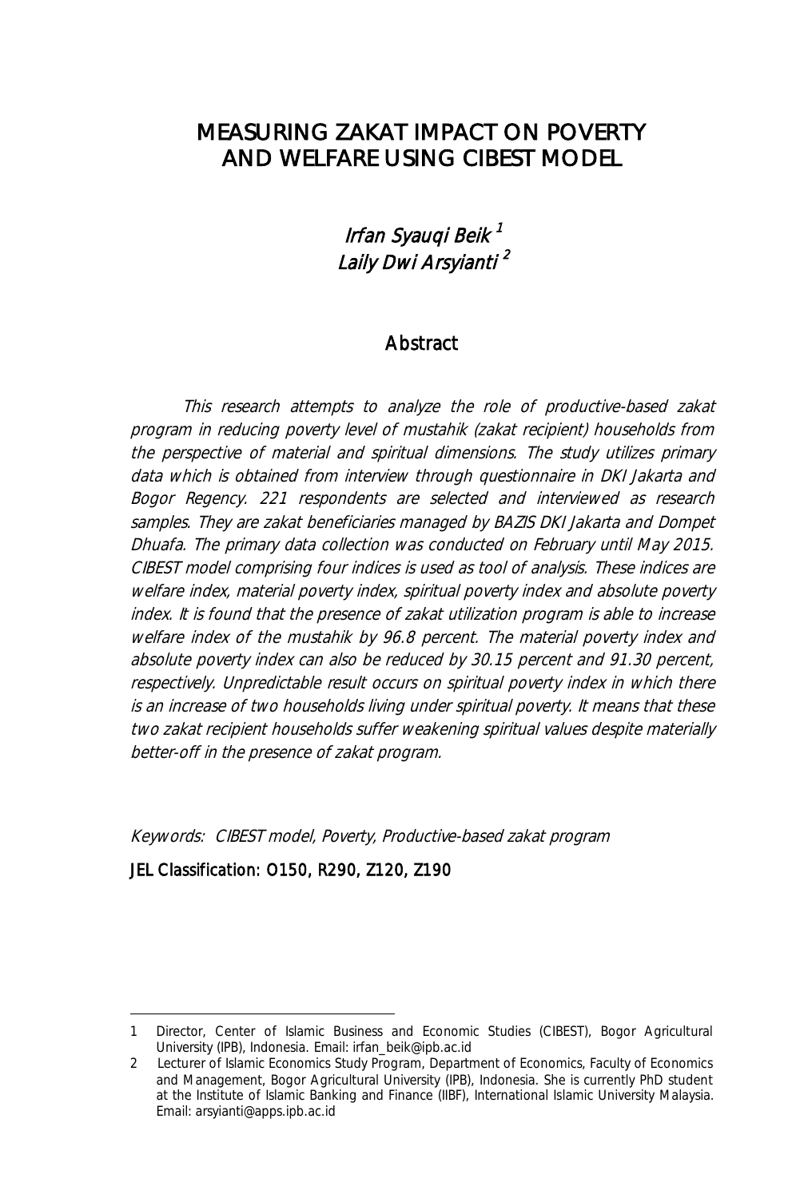# MEASURING ZAKAT IMPACT ON POVERTY AND WELFARE USING CIBEST MODEL

*Irfan Syauqi Beik* [1]
*Laily Dwi Arsyianti* [2]

## Abstract

*This research attempts to analyze the role of productive-based zakat program in reducing poverty level of mustahik (zakat recipient) households from the perspective of material and spiritual dimensions. The study utilizes primary data which is obtained from interview through questionnaire in DKI Jakarta and Bogor Regency. 221 respondents are selected and interviewed as research samples. They are zakat beneficiaries managed by BAZIS DKI Jakarta and Dompet Dhuafa. The primary data collection was conducted on February until May 2015. CIBEST model comprising four indices is used as tool of analysis. These indices are welfare index, material poverty index, spiritual poverty index and absolute poverty index. It is found that the presence of zakat utilization program is able to increase welfare index of the mustahik by 96.8 percent. The material poverty index and absolute poverty index can also be reduced by 30.15 percent and 91.30 percent, respectively. Unpredictable result occurs on spiritual poverty index in which there is an increase of two households living under spiritual poverty. It means that these two zakat recipient households suffer weakening spiritual values despite materially better-off in the presence of zakat program.*

*Keywords: CIBEST model, Poverty, Productive-based zakat program*

**JEL Classification: O150, R290, Z120, Z190**

---

1 Director, Center of Islamic Business and Economic Studies (CIBEST), Bogor Agricultural University (IPB), Indonesia. Email: irfan_beik@ipb.ac.id

2 Lecturer of Islamic Economics Study Program, Department of Economics, Faculty of Economics and Management, Bogor Agricultural University (IPB), Indonesia. She is currently PhD student at the Institute of Islamic Banking and Finance (IIBF), International Islamic University Malaysia. Email: arsyianti@apps.ipb.ac.id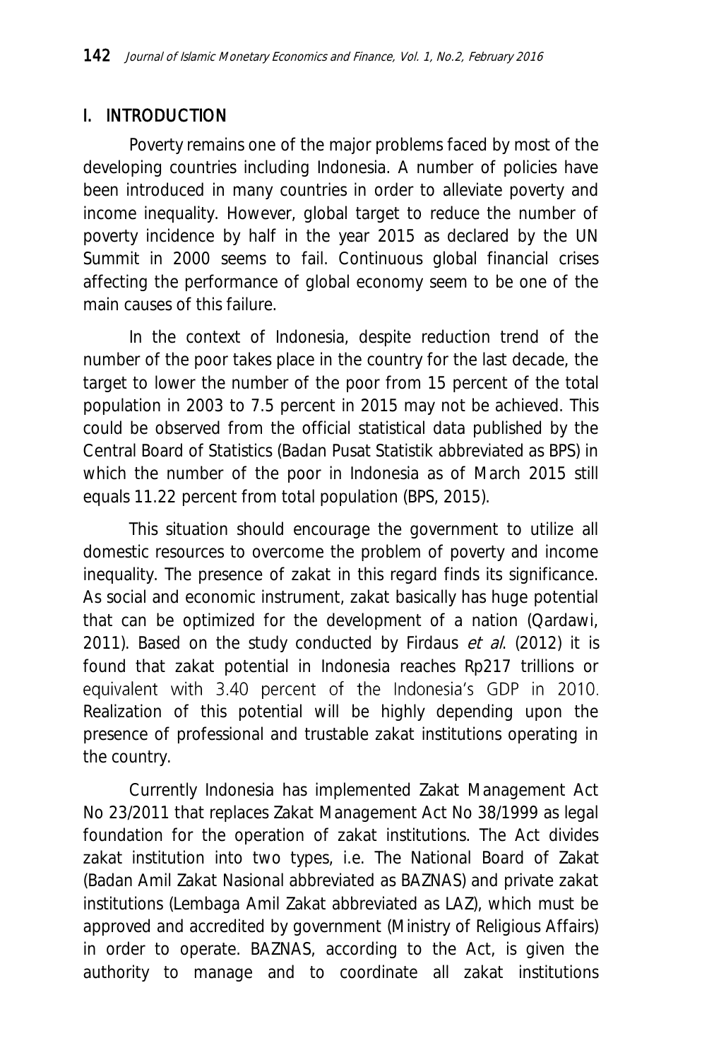## I. INTRODUCTION

Poverty remains one of the major problems faced by most of the developing countries including Indonesia. A number of policies have been introduced in many countries in order to alleviate poverty and income inequality. However, global target to reduce the number of poverty incidence by half in the year 2015 as declared by the UN Summit in 2000 seems to fail. Continuous global financial crises affecting the performance of global economy seem to be one of the main causes of this failure.

In the context of Indonesia, despite reduction trend of the number of the poor takes place in the country for the last decade, the target to lower the number of the poor from 15 percent of the total population in 2003 to 7.5 percent in 2015 may not be achieved. This could be observed from the official statistical data published by the Central Board of Statistics (Badan Pusat Statistik abbreviated as BPS) in which the number of the poor in Indonesia as of March 2015 still equals 11.22 percent from total population (BPS, 2015).

This situation should encourage the government to utilize all domestic resources to overcome the problem of poverty and income inequality. The presence of zakat in this regard finds its significance. As social and economic instrument, zakat basically has huge potential that can be optimized for the development of a nation (Qardawi, 2011). Based on the study conducted by Firdaus *et al*. (2012) it is found that zakat potential in Indonesia reaches Rp217 trillions or equivalent with 3.40 percent of the Indonesia's GDP in 2010. Realization of this potential will be highly depending upon the presence of professional and trustable zakat institutions operating in the country.

Currently Indonesia has implemented Zakat Management Act No 23/2011 that replaces Zakat Management Act No 38/1999 as legal foundation for the operation of zakat institutions. The Act divides zakat institution into two types, i.e. The National Board of Zakat (Badan Amil Zakat Nasional abbreviated as BAZNAS) and private zakat institutions (Lembaga Amil Zakat abbreviated as LAZ), which must be approved and accredited by government (Ministry of Religious Affairs) in order to operate. BAZNAS, according to the Act, is given the authority to manage and to coordinate all zakat institutions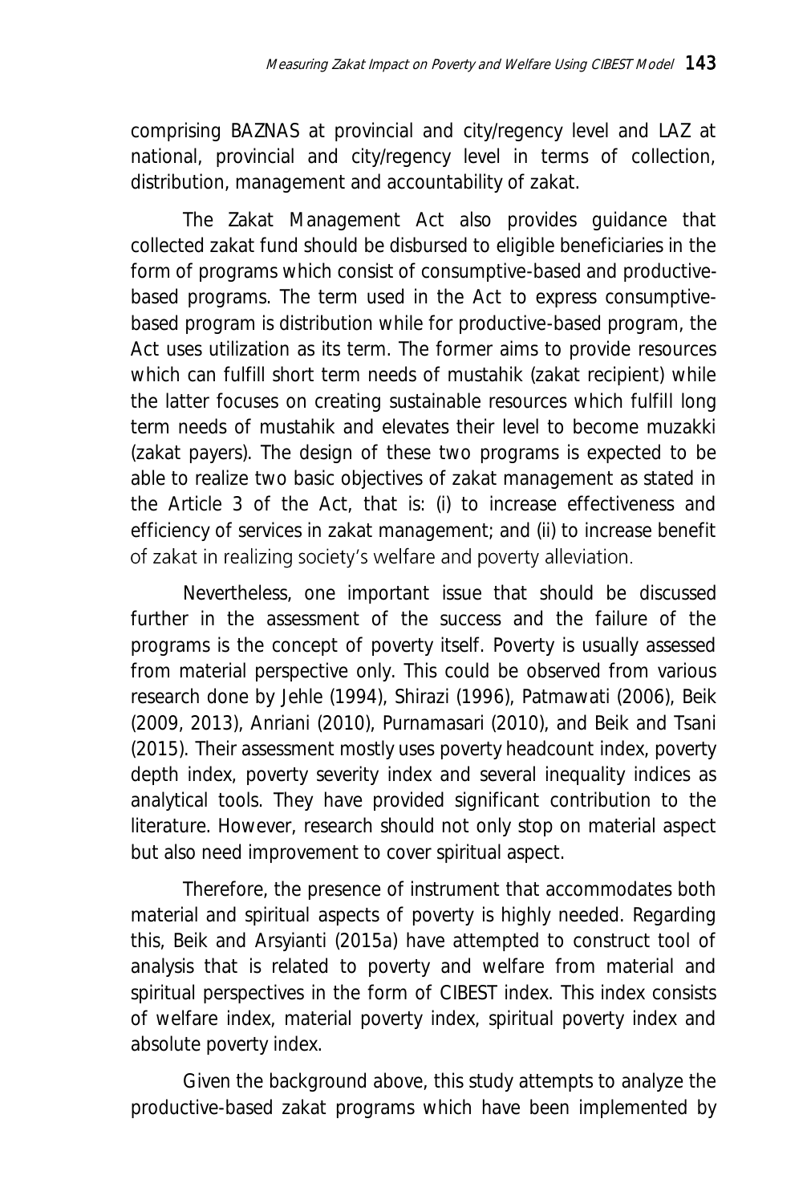comprising BAZNAS at provincial and city/regency level and LAZ at national, provincial and city/regency level in terms of collection, distribution, management and accountability of zakat.

The Zakat Management Act also provides guidance that collected zakat fund should be disbursed to eligible beneficiaries in the form of programs which consist of consumptive-based and productive-based programs. The term used in the Act to express consumptive-based program is distribution while for productive-based program, the Act uses utilization as its term. The former aims to provide resources which can fulfill short term needs of mustahik (zakat recipient) while the latter focuses on creating sustainable resources which fulfill long term needs of mustahik and elevates their level to become muzakki (zakat payers). The design of these two programs is expected to be able to realize two basic objectives of zakat management as stated in the Article 3 of the Act, that is: (i) to increase effectiveness and efficiency of services in zakat management; and (ii) to increase benefit of zakat in realizing society's welfare and poverty alleviation.

Nevertheless, one important issue that should be discussed further in the assessment of the success and the failure of the programs is the concept of poverty itself. Poverty is usually assessed from material perspective only. This could be observed from various research done by Jehle (1994), Shirazi (1996), Patmawati (2006), Beik (2009, 2013), Anriani (2010), Purnamasari (2010), and Beik and Tsani (2015). Their assessment mostly uses poverty headcount index, poverty depth index, poverty severity index and several inequality indices as analytical tools. They have provided significant contribution to the literature. However, research should not only stop on material aspect but also need improvement to cover spiritual aspect.

Therefore, the presence of instrument that accommodates both material and spiritual aspects of poverty is highly needed. Regarding this, Beik and Arsyianti (2015a) have attempted to construct tool of analysis that is related to poverty and welfare from material and spiritual perspectives in the form of CIBEST index. This index consists of welfare index, material poverty index, spiritual poverty index and absolute poverty index.

Given the background above, this study attempts to analyze the productive-based zakat programs which have been implemented by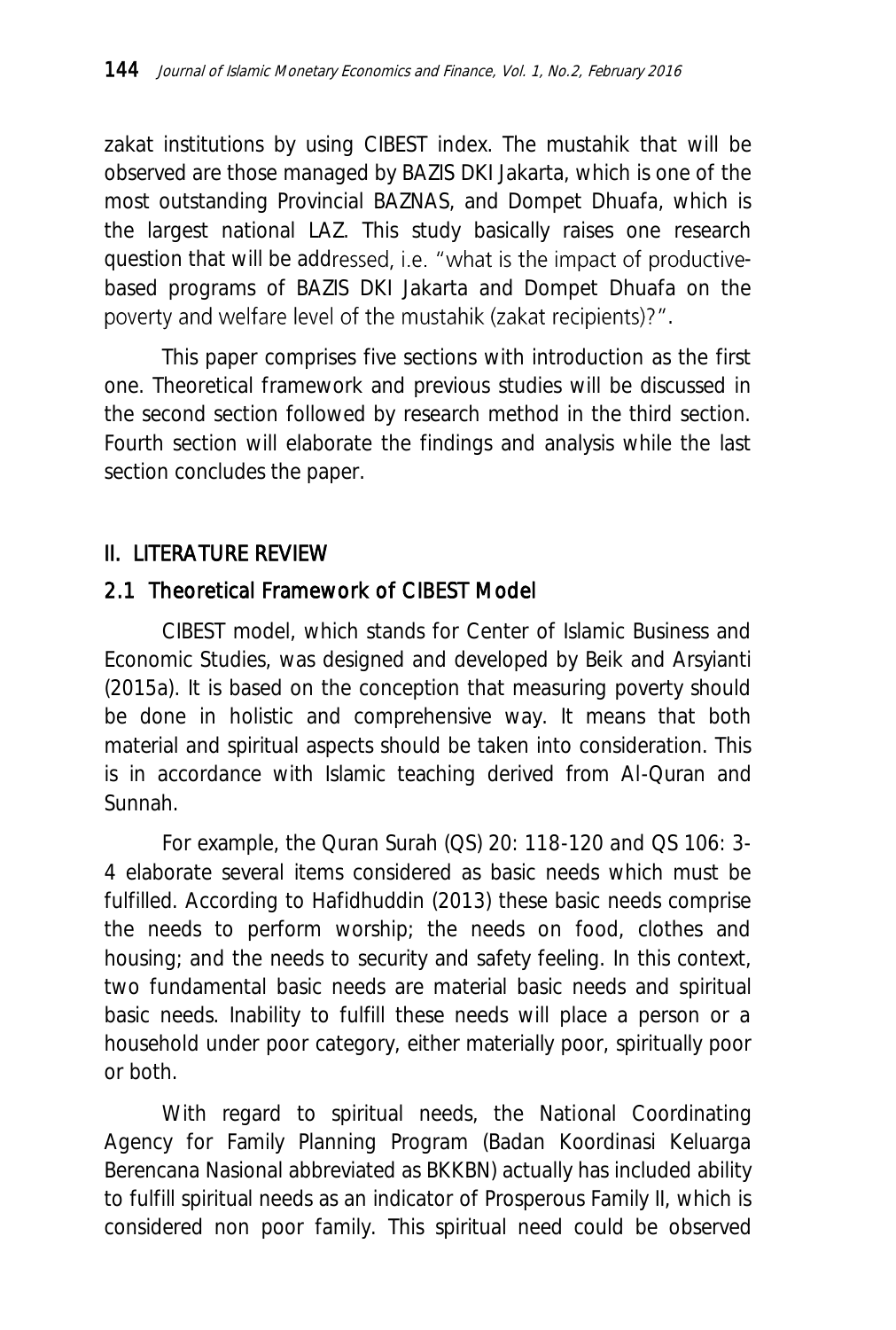zakat institutions by using CIBEST index. The mustahik that will be observed are those managed by BAZIS DKI Jakarta, which is one of the most outstanding Provincial BAZNAS, and Dompet Dhuafa, which is the largest national LAZ. This study basically raises one research question that will be addressed, i.e. "what is the impact of productive-based programs of BAZIS DKI Jakarta and Dompet Dhuafa on the poverty and welfare level of the mustahik (zakat recipients)?".

This paper comprises five sections with introduction as the first one. Theoretical framework and previous studies will be discussed in the second section followed by research method in the third section. Fourth section will elaborate the findings and analysis while the last section concludes the paper.

## II. LITERATURE REVIEW

### 2.1 Theoretical Framework of CIBEST Model

CIBEST model, which stands for Center of Islamic Business and Economic Studies, was designed and developed by Beik and Arsyianti (2015a). It is based on the conception that measuring poverty should be done in holistic and comprehensive way. It means that both material and spiritual aspects should be taken into consideration. This is in accordance with Islamic teaching derived from Al-Quran and Sunnah.

For example, the Quran Surah (QS) 20: 118-120 and QS 106: 3-4 elaborate several items considered as basic needs which must be fulfilled. According to Hafidhuddin (2013) these basic needs comprise the needs to perform worship; the needs on food, clothes and housing; and the needs to security and safety feeling. In this context, two fundamental basic needs are material basic needs and spiritual basic needs. Inability to fulfill these needs will place a person or a household under poor category, either materially poor, spiritually poor or both.

With regard to spiritual needs, the National Coordinating Agency for Family Planning Program (Badan Koordinasi Keluarga Berencana Nasional abbreviated as BKKBN) actually has included ability to fulfill spiritual needs as an indicator of Prosperous Family II, which is considered non poor family. This spiritual need could be observed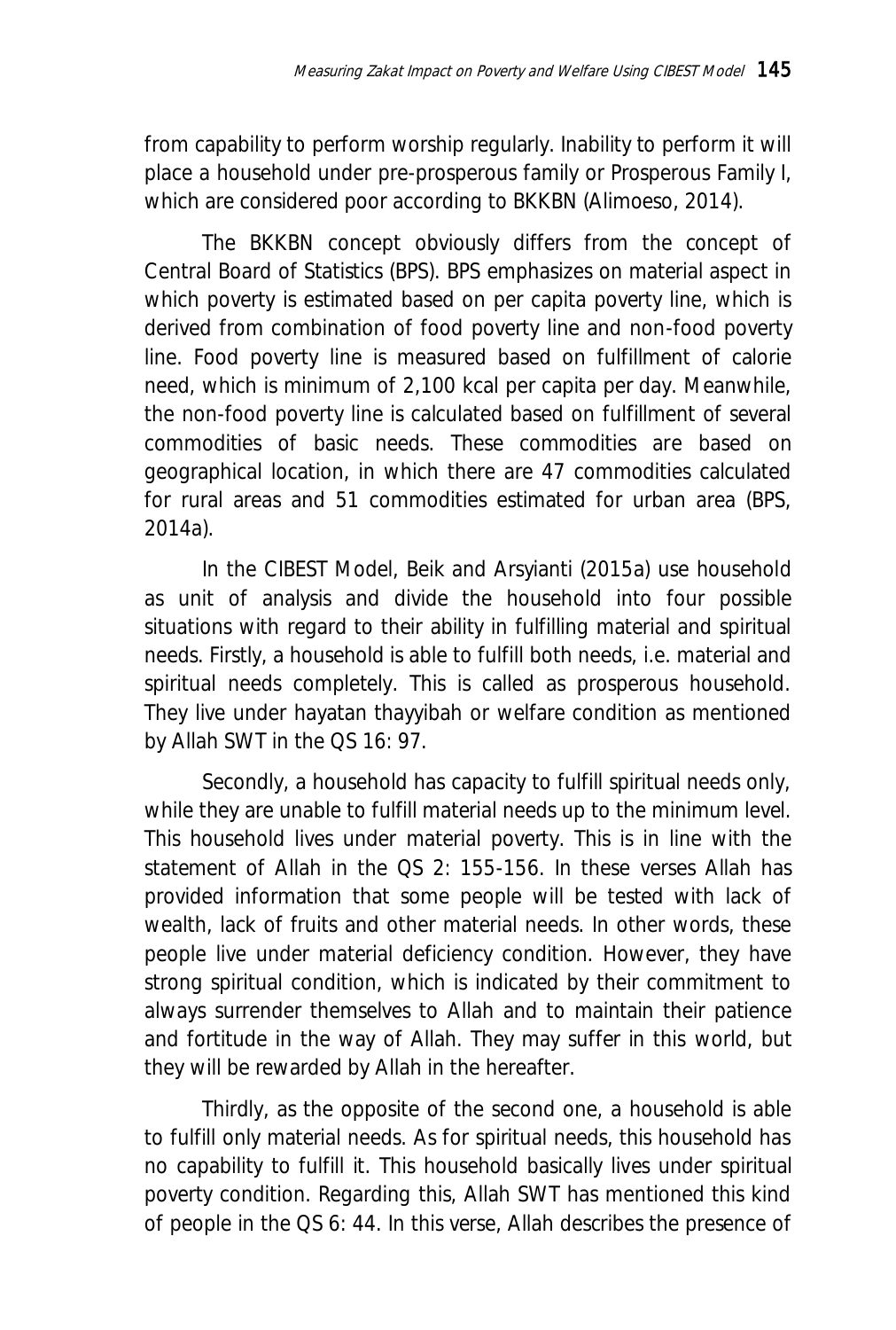from capability to perform worship regularly. Inability to perform it will place a household under pre-prosperous family or Prosperous Family I, which are considered poor according to BKKBN (Alimoeso, 2014).

The BKKBN concept obviously differs from the concept of Central Board of Statistics (BPS). BPS emphasizes on material aspect in which poverty is estimated based on per capita poverty line, which is derived from combination of food poverty line and non-food poverty line. Food poverty line is measured based on fulfillment of calorie need, which is minimum of 2,100 kcal per capita per day. Meanwhile, the non-food poverty line is calculated based on fulfillment of several commodities of basic needs. These commodities are based on geographical location, in which there are 47 commodities calculated for rural areas and 51 commodities estimated for urban area (BPS, 2014a).

In the CIBEST Model, Beik and Arsyianti (2015a) use household as unit of analysis and divide the household into four possible situations with regard to their ability in fulfilling material and spiritual needs. Firstly, a household is able to fulfill both needs, i.e. material and spiritual needs completely. This is called as prosperous household. They live under hayatan thayyibah or welfare condition as mentioned by Allah SWT in the QS 16: 97.

Secondly, a household has capacity to fulfill spiritual needs only, while they are unable to fulfill material needs up to the minimum level. This household lives under material poverty. This is in line with the statement of Allah in the QS 2: 155-156. In these verses Allah has provided information that some people will be tested with lack of wealth, lack of fruits and other material needs. In other words, these people live under material deficiency condition. However, they have strong spiritual condition, which is indicated by their commitment to always surrender themselves to Allah and to maintain their patience and fortitude in the way of Allah. They may suffer in this world, but they will be rewarded by Allah in the hereafter.

Thirdly, as the opposite of the second one, a household is able to fulfill only material needs. As for spiritual needs, this household has no capability to fulfill it. This household basically lives under spiritual poverty condition. Regarding this, Allah SWT has mentioned this kind of people in the QS 6: 44. In this verse, Allah describes the presence of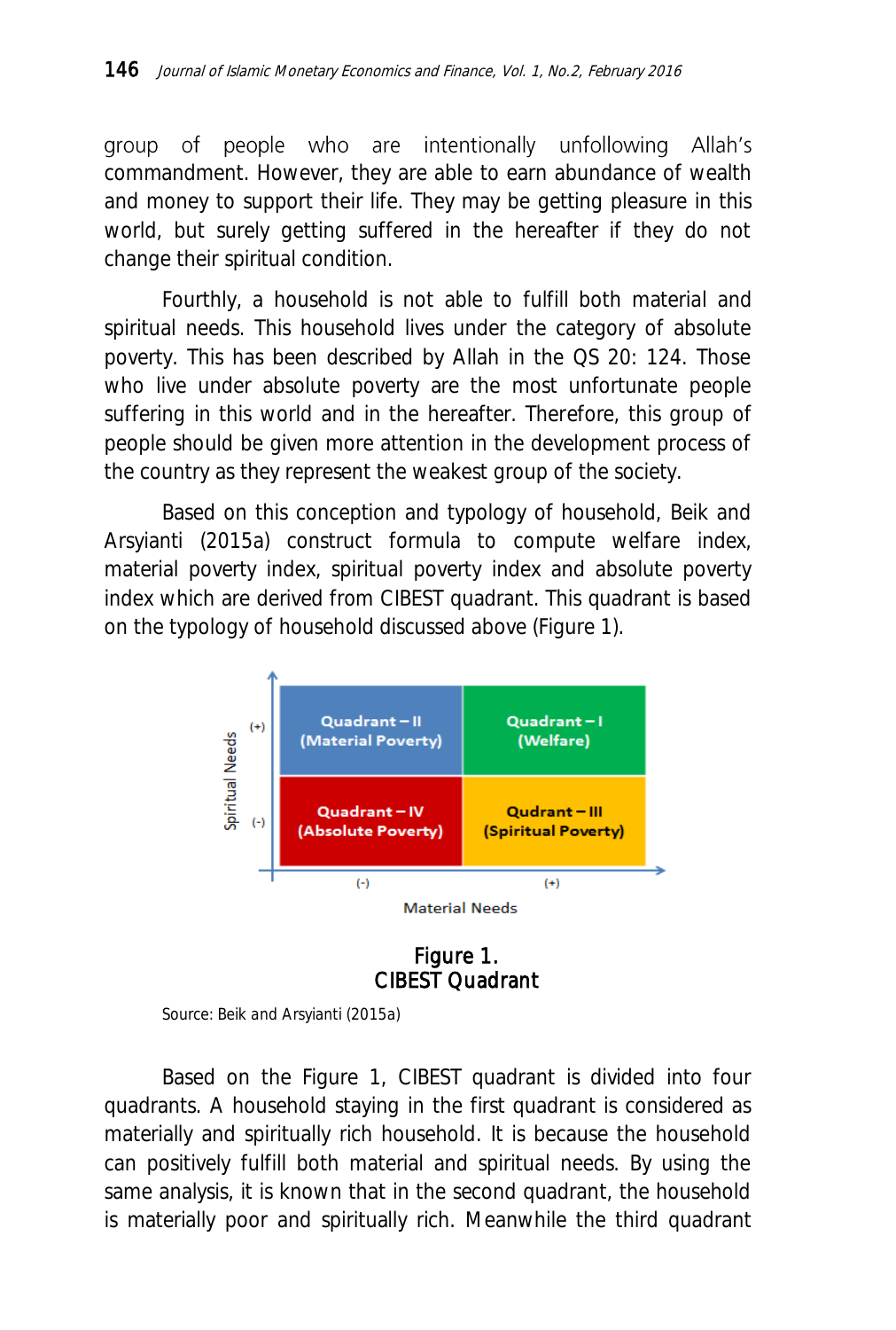group of people who are intentionally unfollowing Allah's commandment. However, they are able to earn abundance of wealth and money to support their life. They may be getting pleasure in this world, but surely getting suffered in the hereafter if they do not change their spiritual condition.

Fourthly, a household is not able to fulfill both material and spiritual needs. This household lives under the category of absolute poverty. This has been described by Allah in the QS 20: 124. Those who live under absolute poverty are the most unfortunate people suffering in this world and in the hereafter. Therefore, this group of people should be given more attention in the development process of the country as they represent the weakest group of the society.

Based on this conception and typology of household, Beik and Arsyianti (2015a) construct formula to compute welfare index, material poverty index, spiritual poverty index and absolute poverty index which are derived from CIBEST quadrant. This quadrant is based on the typology of household discussed above (Figure 1).

Figure 1.
CIBEST Quadrant

Source: Beik and Arsyianti (2015a)

Based on the Figure 1, CIBEST quadrant is divided into four quadrants. A household staying in the first quadrant is considered as materially and spiritually rich household. It is because the household can positively fulfill both material and spiritual needs. By using the same analysis, it is known that in the second quadrant, the household is materially poor and spiritually rich. Meanwhile the third quadrant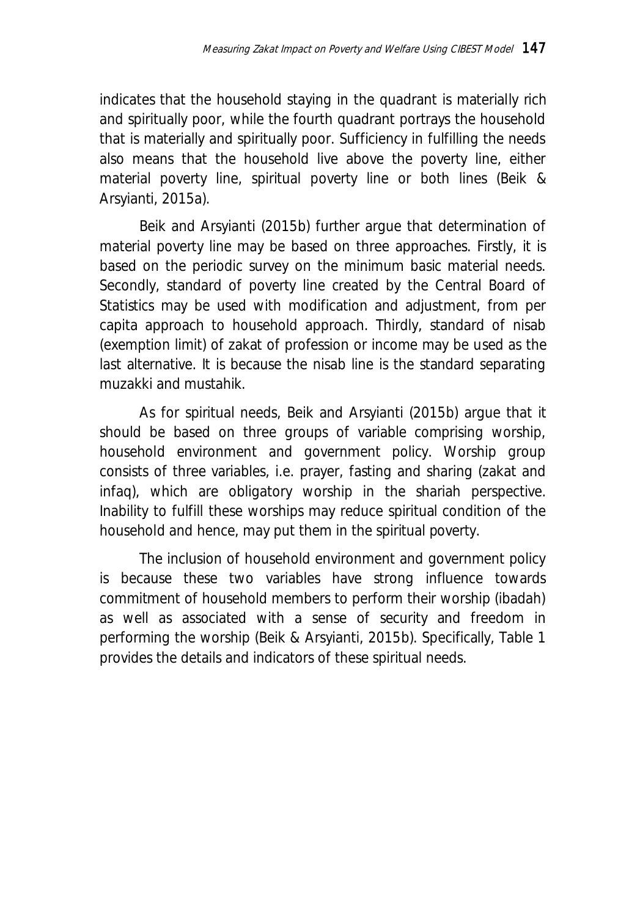indicates that the household staying in the quadrant is materially rich and spiritually poor, while the fourth quadrant portrays the household that is materially and spiritually poor. Sufficiency in fulfilling the needs also means that the household live above the poverty line, either material poverty line, spiritual poverty line or both lines (Beik & Arsyianti, 2015a).

Beik and Arsyianti (2015b) further argue that determination of material poverty line may be based on three approaches. Firstly, it is based on the periodic survey on the minimum basic material needs. Secondly, standard of poverty line created by the Central Board of Statistics may be used with modification and adjustment, from per capita approach to household approach. Thirdly, standard of nisab (exemption limit) of zakat of profession or income may be used as the last alternative. It is because the nisab line is the standard separating muzakki and mustahik.

As for spiritual needs, Beik and Arsyianti (2015b) argue that it should be based on three groups of variable comprising worship, household environment and government policy. Worship group consists of three variables, i.e. prayer, fasting and sharing (zakat and infaq), which are obligatory worship in the shariah perspective. Inability to fulfill these worships may reduce spiritual condition of the household and hence, may put them in the spiritual poverty.

The inclusion of household environment and government policy is because these two variables have strong influence towards commitment of household members to perform their worship (ibadah) as well as associated with a sense of security and freedom in performing the worship (Beik & Arsyianti, 2015b). Specifically, Table 1 provides the details and indicators of these spiritual needs.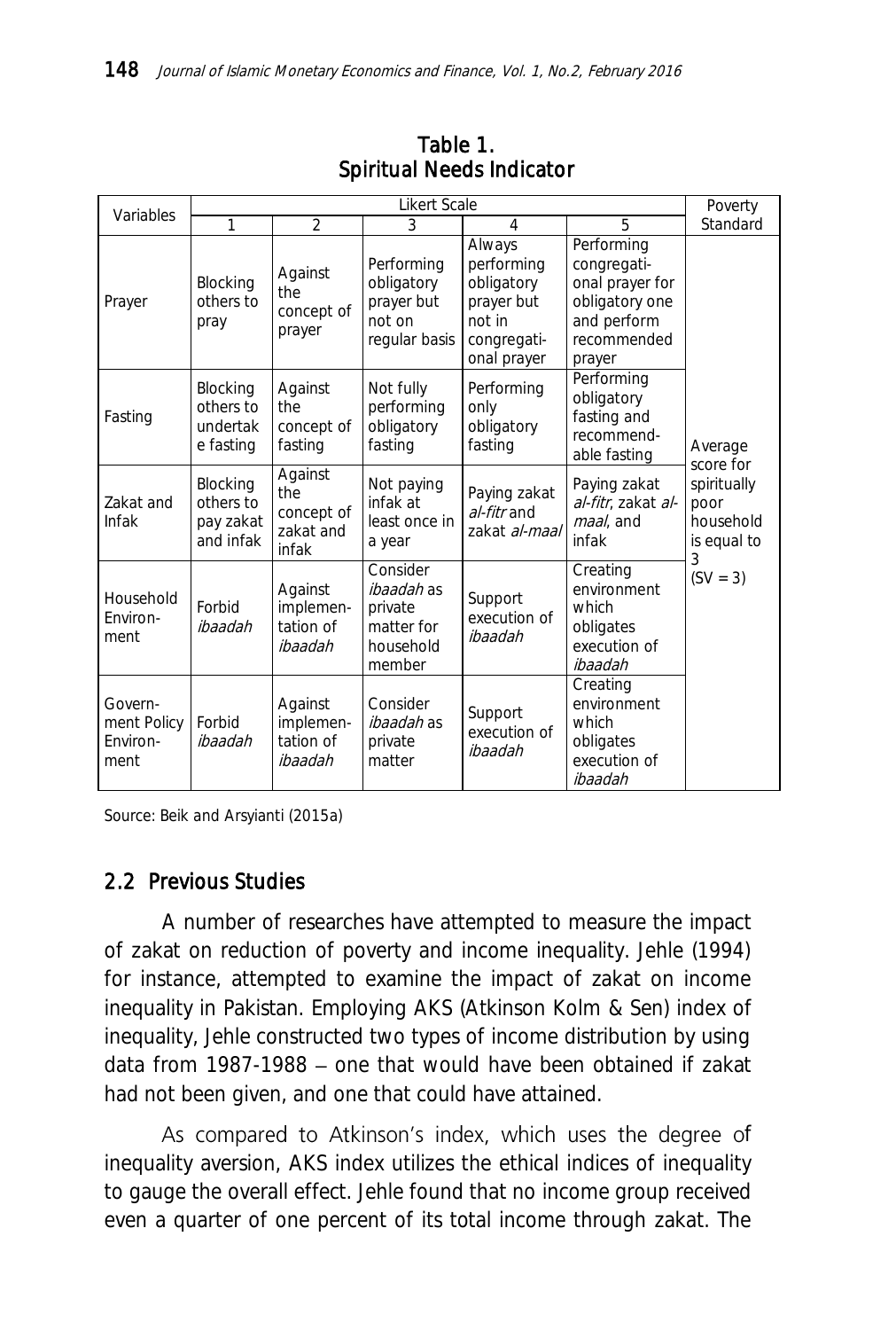**Table 1.**
**Spiritual Needs Indicator**

| Variables | Likert Scale | | | | | Poverty Standard |
|---|---|---|---|---|---|---|
| | 1 | 2 | 3 | 4 | 5 | |
| Prayer | Blocking others to pray | Against the concept of prayer | Performing obligatory prayer but not on regular basis | Always performing obligatory prayer but not in congregational prayer | Performing congregational prayer for obligatory one and perform recommended prayer | Average score for spiritually poor household is equal to 3 (SV = 3) |
| Fasting | Blocking others to undertake fasting | Against the concept of fasting | Not fully performing obligatory fasting | Performing only obligatory fasting | Performing obligatory fasting and recommendable fasting | |
| Zakat and Infak | Blocking others to pay zakat and infak | Against the concept of zakat and infak | Not paying infak at least once in a year | Paying zakat *al-fitr* and zakat *al-maal* | Paying zakat *al-fitr*, zakat *al-maal*, and infak | |
| Household Environment | Forbid *ibaadah* | Against implementation of *ibaadah* | Consider *ibaadah* as private matter for household member | Support execution of *ibaadah* | Creating environment which obligates execution of *ibaadah* | |
| Government Policy Environment | Forbid *ibaadah* | Against implementation of *ibaadah* | Consider *ibaadah* as private matter | Support execution of *ibaadah* | Creating environment which obligates execution of *ibaadah* | |

Source: Beik and Arsyianti (2015a)

## 2.2 Previous Studies

A number of researches have attempted to measure the impact of zakat on reduction of poverty and income inequality. Jehle (1994) for instance, attempted to examine the impact of zakat on income inequality in Pakistan. Employing AKS (Atkinson Kolm & Sen) index of inequality, Jehle constructed two types of income distribution by using data from 1987-1988 – one that would have been obtained if zakat had not been given, and one that could have attained.

As compared to Atkinson's index, which uses the degree of inequality aversion, AKS index utilizes the ethical indices of inequality to gauge the overall effect. Jehle found that no income group received even a quarter of one percent of its total income through zakat. The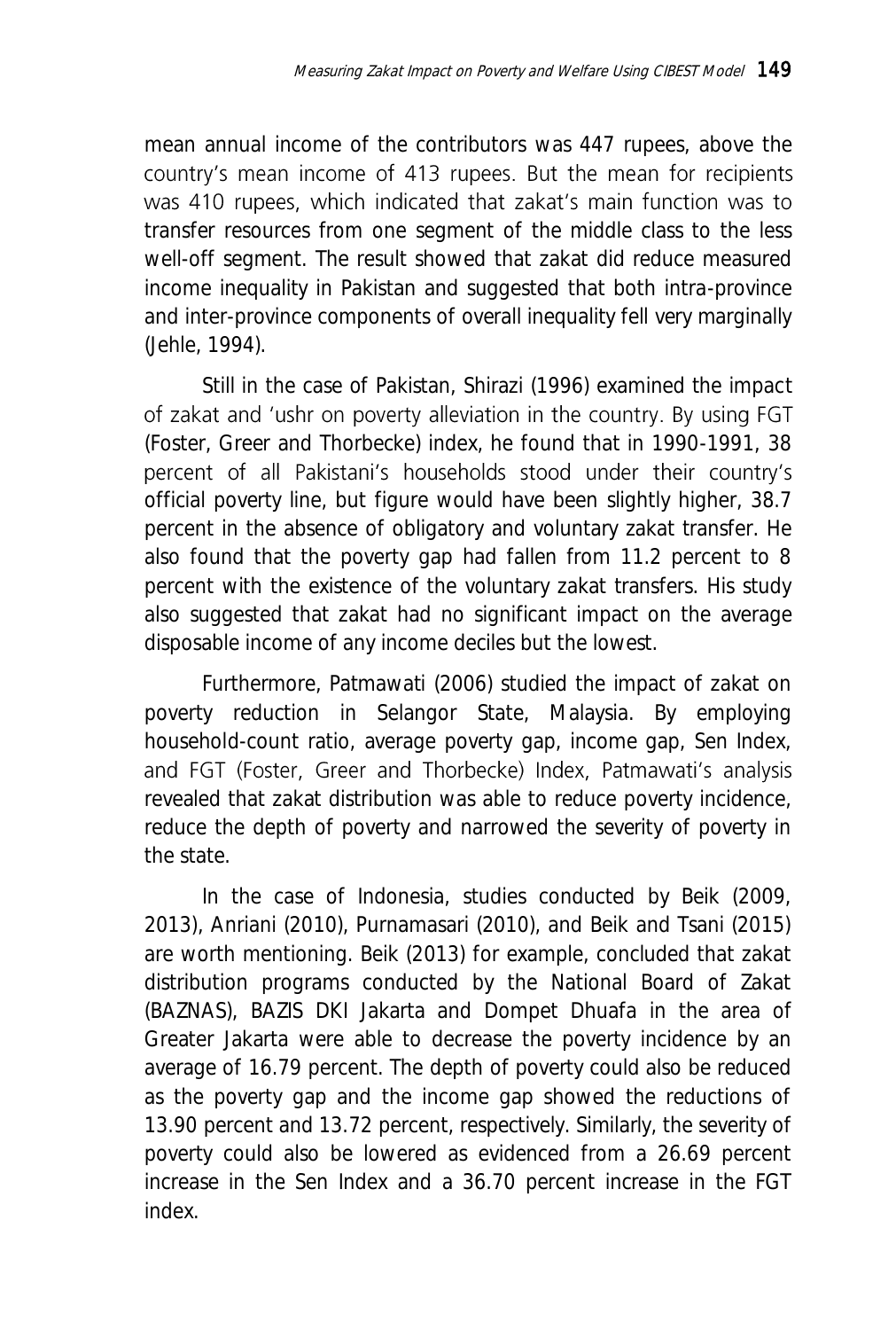mean annual income of the contributors was 447 rupees, above the country's mean income of 413 rupees. But the mean for recipients was 410 rupees, which indicated that zakat's main function was to transfer resources from one segment of the middle class to the less well-off segment. The result showed that zakat did reduce measured income inequality in Pakistan and suggested that both intra-province and inter-province components of overall inequality fell very marginally (Jehle, 1994).

Still in the case of Pakistan, Shirazi (1996) examined the impact of zakat and 'ushr on poverty alleviation in the country. By using FGT (Foster, Greer and Thorbecke) index, he found that in 1990-1991, 38 percent of all Pakistani's households stood under their country's official poverty line, but figure would have been slightly higher, 38.7 percent in the absence of obligatory and voluntary zakat transfer. He also found that the poverty gap had fallen from 11.2 percent to 8 percent with the existence of the voluntary zakat transfers. His study also suggested that zakat had no significant impact on the average disposable income of any income deciles but the lowest.

Furthermore, Patmawati (2006) studied the impact of zakat on poverty reduction in Selangor State, Malaysia. By employing household-count ratio, average poverty gap, income gap, Sen Index, and FGT (Foster, Greer and Thorbecke) Index, Patmawati's analysis revealed that zakat distribution was able to reduce poverty incidence, reduce the depth of poverty and narrowed the severity of poverty in the state.

In the case of Indonesia, studies conducted by Beik (2009, 2013), Anriani (2010), Purnamasari (2010), and Beik and Tsani (2015) are worth mentioning. Beik (2013) for example, concluded that zakat distribution programs conducted by the National Board of Zakat (BAZNAS), BAZIS DKI Jakarta and Dompet Dhuafa in the area of Greater Jakarta were able to decrease the poverty incidence by an average of 16.79 percent. The depth of poverty could also be reduced as the poverty gap and the income gap showed the reductions of 13.90 percent and 13.72 percent, respectively. Similarly, the severity of poverty could also be lowered as evidenced from a 26.69 percent increase in the Sen Index and a 36.70 percent increase in the FGT index.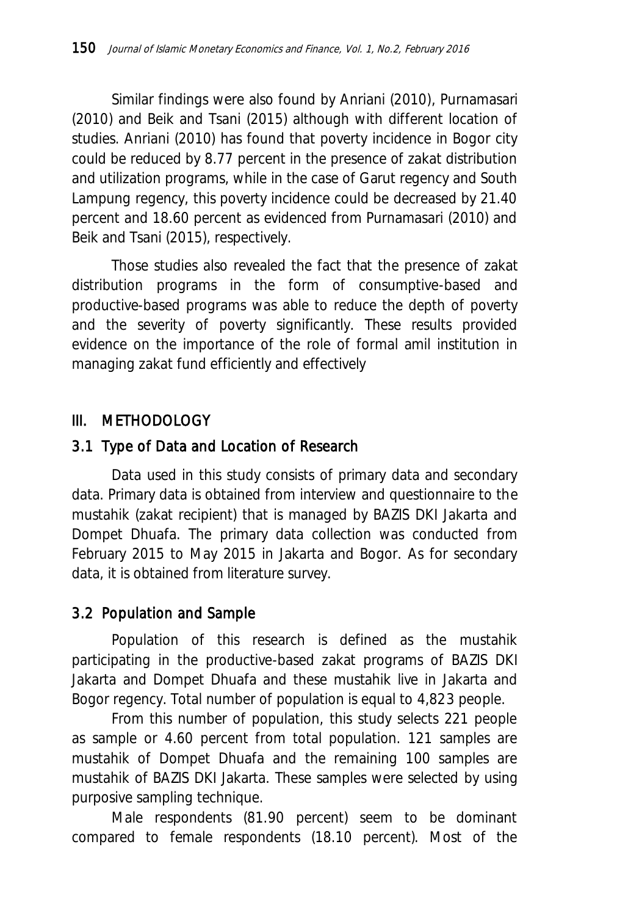Similar findings were also found by Anriani (2010), Purnamasari (2010) and Beik and Tsani (2015) although with different location of studies. Anriani (2010) has found that poverty incidence in Bogor city could be reduced by 8.77 percent in the presence of zakat distribution and utilization programs, while in the case of Garut regency and South Lampung regency, this poverty incidence could be decreased by 21.40 percent and 18.60 percent as evidenced from Purnamasari (2010) and Beik and Tsani (2015), respectively.

Those studies also revealed the fact that the presence of zakat distribution programs in the form of consumptive-based and productive-based programs was able to reduce the depth of poverty and the severity of poverty significantly. These results provided evidence on the importance of the role of formal amil institution in managing zakat fund efficiently and effectively

## III. METHODOLOGY

### 3.1 Type of Data and Location of Research

Data used in this study consists of primary data and secondary data. Primary data is obtained from interview and questionnaire to the mustahik (zakat recipient) that is managed by BAZIS DKI Jakarta and Dompet Dhuafa. The primary data collection was conducted from February 2015 to May 2015 in Jakarta and Bogor. As for secondary data, it is obtained from literature survey.

### 3.2 Population and Sample

Population of this research is defined as the mustahik participating in the productive-based zakat programs of BAZIS DKI Jakarta and Dompet Dhuafa and these mustahik live in Jakarta and Bogor regency. Total number of population is equal to 4,823 people.

From this number of population, this study selects 221 people as sample or 4.60 percent from total population. 121 samples are mustahik of Dompet Dhuafa and the remaining 100 samples are mustahik of BAZIS DKI Jakarta. These samples were selected by using purposive sampling technique.

Male respondents (81.90 percent) seem to be dominant compared to female respondents (18.10 percent). Most of the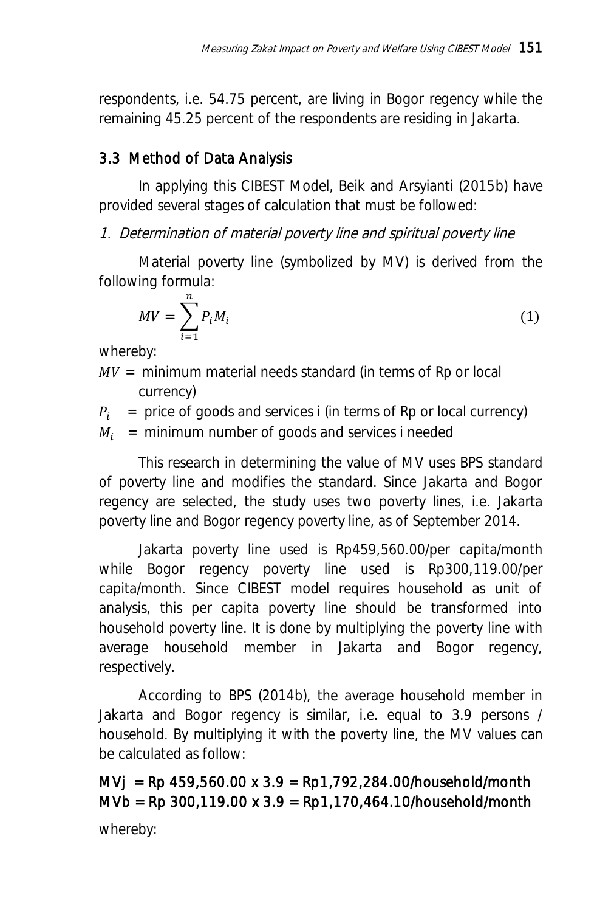respondents, i.e. 54.75 percent, are living in Bogor regency while the remaining 45.25 percent of the respondents are residing in Jakarta.

### 3.3 Method of Data Analysis

In applying this CIBEST Model, Beik and Arsyianti (2015b) have provided several stages of calculation that must be followed:

*1. Determination of material poverty line and spiritual poverty line*

Material poverty line (symbolized by MV) is derived from the following formula:

$$MV = \sum_{i=1}^{n} P_i M_i \tag{1}$$

whereby:

$MV$ = minimum material needs standard (in terms of Rp or local currency)

$P_i$ = price of goods and services i (in terms of Rp or local currency)

$M_i$ = minimum number of goods and services i needed

This research in determining the value of MV uses BPS standard of poverty line and modifies the standard. Since Jakarta and Bogor regency are selected, the study uses two poverty lines, i.e. Jakarta poverty line and Bogor regency poverty line, as of September 2014.

Jakarta poverty line used is Rp459,560.00/per capita/month while Bogor regency poverty line used is Rp300,119.00/per capita/month. Since CIBEST model requires household as unit of analysis, this per capita poverty line should be transformed into household poverty line. It is done by multiplying the poverty line with average household member in Jakarta and Bogor regency, respectively.

According to BPS (2014b), the average household member in Jakarta and Bogor regency is similar, i.e. equal to 3.9 persons / household. By multiplying it with the poverty line, the MV values can be calculated as follow:

**MVj = Rp 459,560.00 x 3.9 = Rp1,792,284.00/household/month**
**MVb = Rp 300,119.00 x 3.9 = Rp1,170,464.10/household/month**

whereby: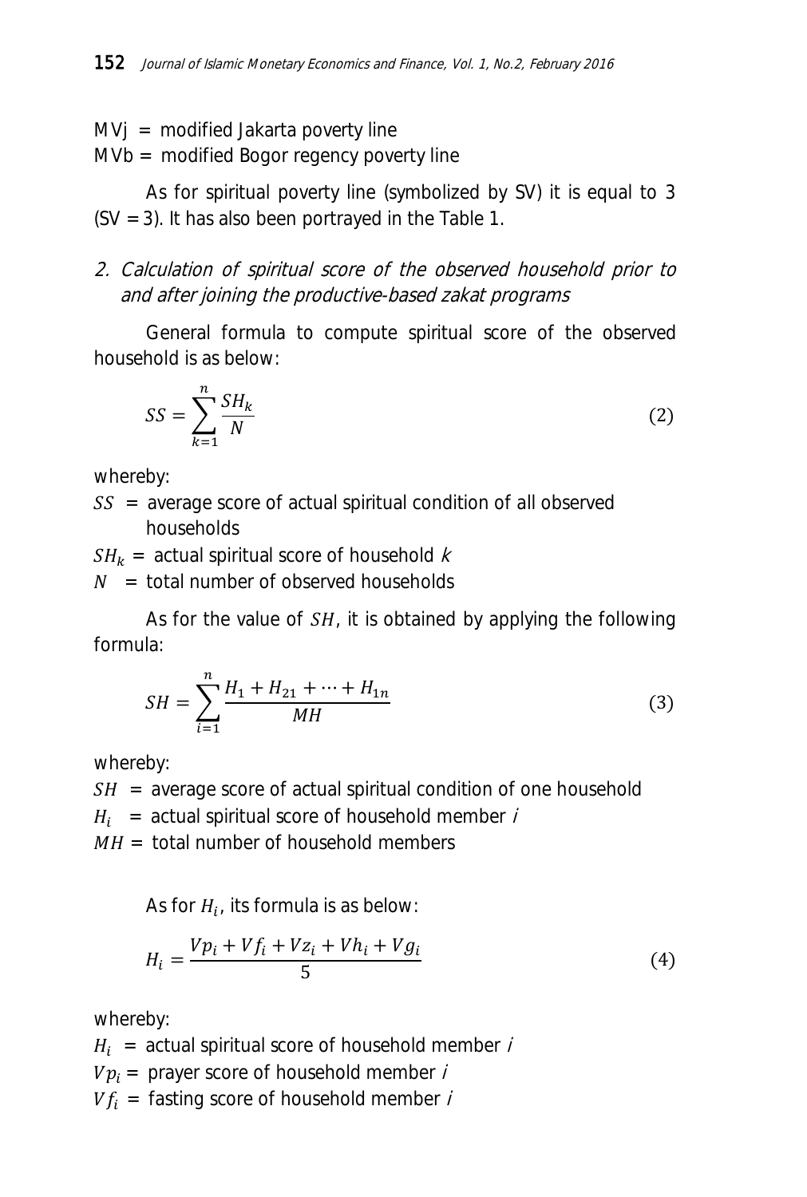MVj = modified Jakarta poverty line
MVb = modified Bogor regency poverty line

As for spiritual poverty line (symbolized by SV) it is equal to 3 (SV = 3). It has also been portrayed in the Table 1.

*2. Calculation of spiritual score of the observed household prior to and after joining the productive-based zakat programs*

General formula to compute spiritual score of the observed household is as below:

$$SS = \sum_{k=1}^{n} \frac{SH_k}{N} \tag{2}$$

whereby:

$SS$ = average score of actual spiritual condition of all observed households
$SH_k$ = actual spiritual score of household $k$
$N$ = total number of observed households

As for the value of $SH$, it is obtained by applying the following formula:

$$SH = \sum_{i=1}^{n} \frac{H_1 + H_{21} + \cdots + H_{1n}}{MH} \tag{3}$$

whereby:

$SH$ = average score of actual spiritual condition of one household
$H_i$ = actual spiritual score of household member $i$
$MH$ = total number of household members

As for $H_i$, its formula is as below:

$$H_i = \frac{Vp_i + Vf_i + Vz_i + Vh_i + Vg_i}{5} \tag{4}$$

whereby:

$H_i$ = actual spiritual score of household member $i$
$Vp_i$ = prayer score of household member $i$
$Vf_i$ = fasting score of household member $i$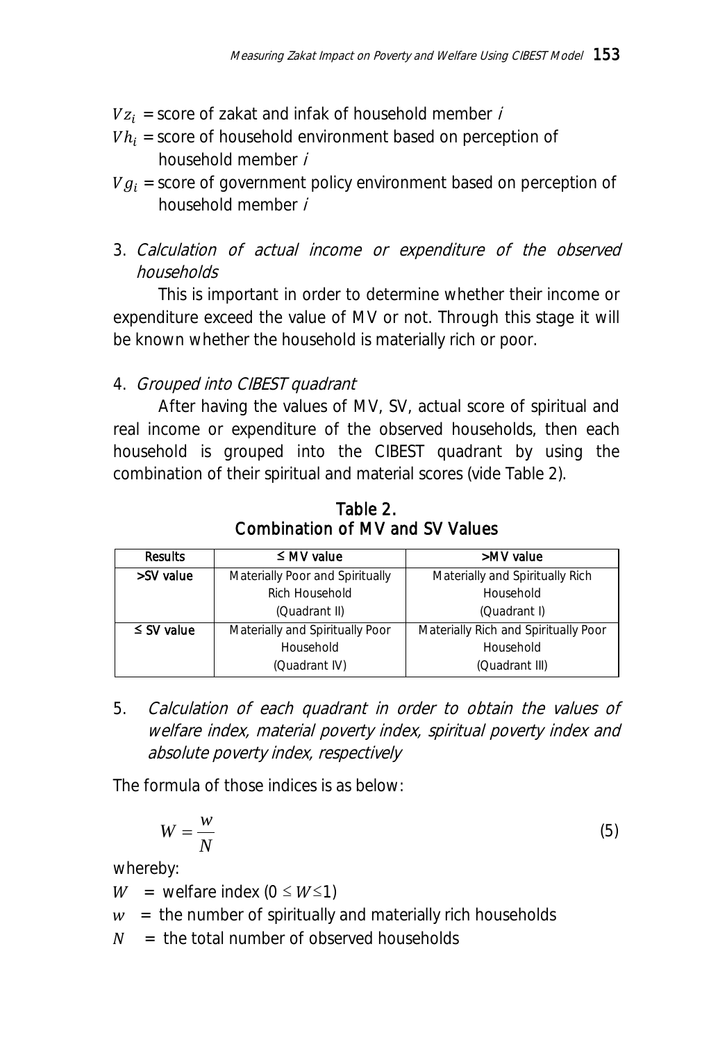$Vz_i$ = score of zakat and infak of household member *i*

$Vh_i$ = score of household environment based on perception of household member *i*

$Vg_i$ = score of government policy environment based on perception of household member *i*

3. *Calculation of actual income or expenditure of the observed households*

This is important in order to determine whether their income or expenditure exceed the value of MV or not. Through this stage it will be known whether the household is materially rich or poor.

4. *Grouped into CIBEST quadrant*

After having the values of MV, SV, actual score of spiritual and real income or expenditure of the observed households, then each household is grouped into the CIBEST quadrant by using the combination of their spiritual and material scores (vide Table 2).

**Table 2.**
**Combination of MV and SV Values**

| Results | ≤ MV value | >MV value |
|---|---|---|
| >SV value | Materially Poor and Spiritually Rich Household (Quadrant II) | Materially and Spiritually Rich Household (Quadrant I) |
| ≤ SV value | Materially and Spiritually Poor Household (Quadrant IV) | Materially Rich and Spiritually Poor Household (Quadrant III) |

5. *Calculation of each quadrant in order to obtain the values of welfare index, material poverty index, spiritual poverty index and absolute poverty index, respectively*

The formula of those indices is as below:

$$W = \frac{w}{N} \tag{5}$$

whereby:

$W$ = welfare index ($0 \leq W \leq 1$)

$w$ = the number of spiritually and materially rich households

$N$ = the total number of observed households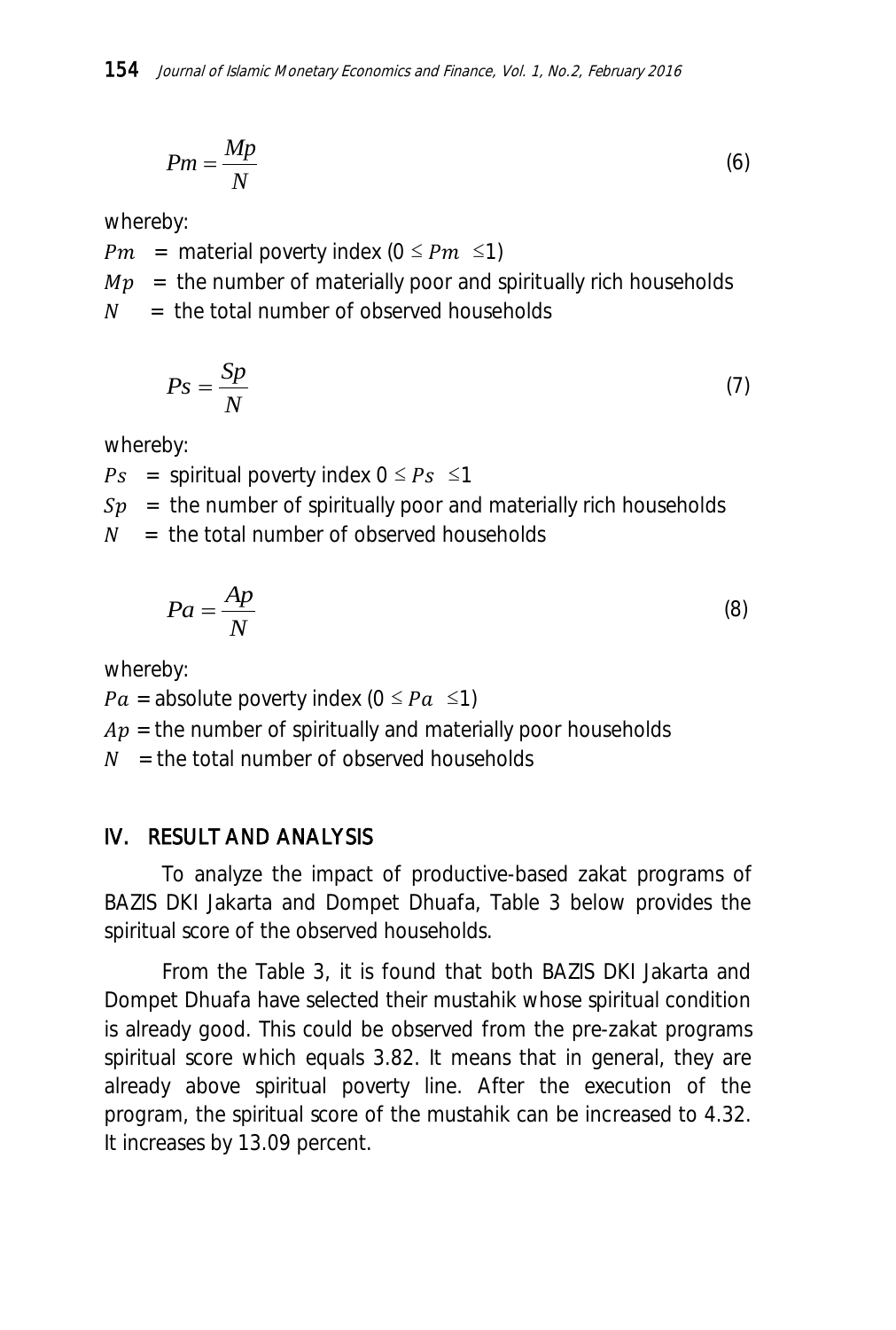$$Pm = \frac{Mp}{N} \tag{6}$$

whereby:

$Pm$ = material poverty index ($0 \leq Pm \leq 1$)

$Mp$ = the number of materially poor and spiritually rich households

$N$ = the total number of observed households

$$Ps = \frac{Sp}{N} \tag{7}$$

whereby:

$Ps$ = spiritual poverty index $0 \leq Ps \leq 1$

$Sp$ = the number of spiritually poor and materially rich households

$N$ = the total number of observed households

$$Pa = \frac{Ap}{N} \tag{8}$$

whereby:

$Pa$ = absolute poverty index ($0 \leq Pa \leq 1$)

$Ap$ = the number of spiritually and materially poor households

$N$ = the total number of observed households

## IV. RESULT AND ANALYSIS

To analyze the impact of productive-based zakat programs of BAZIS DKI Jakarta and Dompet Dhuafa, Table 3 below provides the spiritual score of the observed households.

From the Table 3, it is found that both BAZIS DKI Jakarta and Dompet Dhuafa have selected their mustahik whose spiritual condition is already good. This could be observed from the pre-zakat programs spiritual score which equals 3.82. It means that in general, they are already above spiritual poverty line. After the execution of the program, the spiritual score of the mustahik can be increased to 4.32. It increases by 13.09 percent.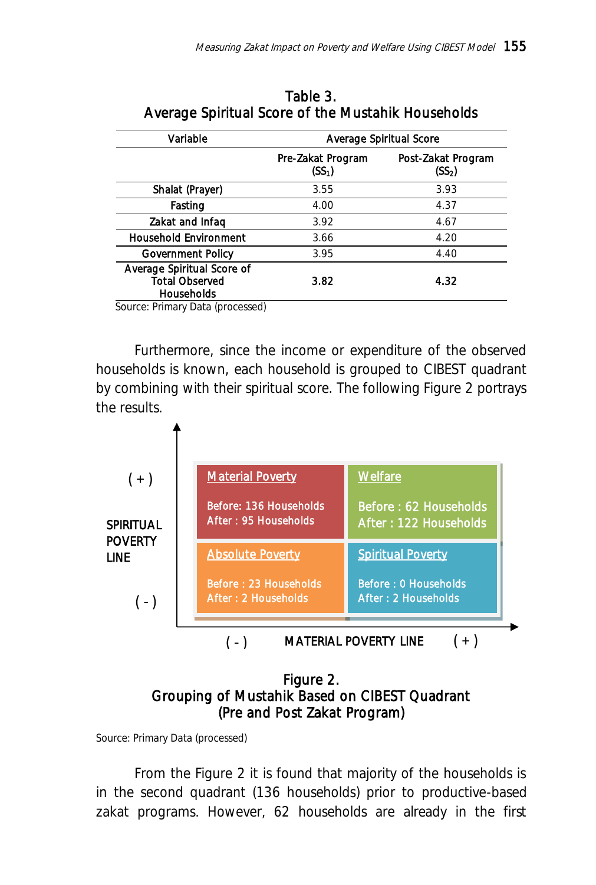Table 3.
Average Spiritual Score of the Mustahik Households

| Variable | Average Spiritual Score | |
|---|---|---|
| | Pre-Zakat Program ($SS_1$) | Post-Zakat Program ($SS_2$) |
| Shalat (Prayer) | 3.55 | 3.93 |
| Fasting | 4.00 | 4.37 |
| Zakat and Infaq | 3.92 | 4.67 |
| Household Environment | 3.66 | 4.20 |
| Government Policy | 3.95 | 4.40 |
| **Average Spiritual Score of Total Observed Households** | **3.82** | **4.32** |

Source: Primary Data (processed)

Furthermore, since the income or expenditure of the observed households is known, each household is grouped to CIBEST quadrant by combining with their spiritual score. The following Figure 2 portrays the results.

SPIRITUAL POVERTY LINE: ( + ) / ( - )

| | ( - ) | ( + ) |
|---|---|---|
| **( + )** | **Material Poverty**<br>Before: 136 Households<br>After : 95 Households | **Welfare**<br>Before : 62 Households<br>After : 122 Households |
| **( - )** | **Absolute Poverty**<br>Before : 23 Households<br>After : 2 Households | **Spiritual Poverty**<br>Before : 0 Households<br>After : 2 Households |

MATERIAL POVERTY LINE: ( - ) / ( + )

Figure 2.
Grouping of Mustahik Based on CIBEST Quadrant
(Pre and Post Zakat Program)

Source: Primary Data (processed)

From the Figure 2 it is found that majority of the households is in the second quadrant (136 households) prior to productive-based zakat programs. However, 62 households are already in the first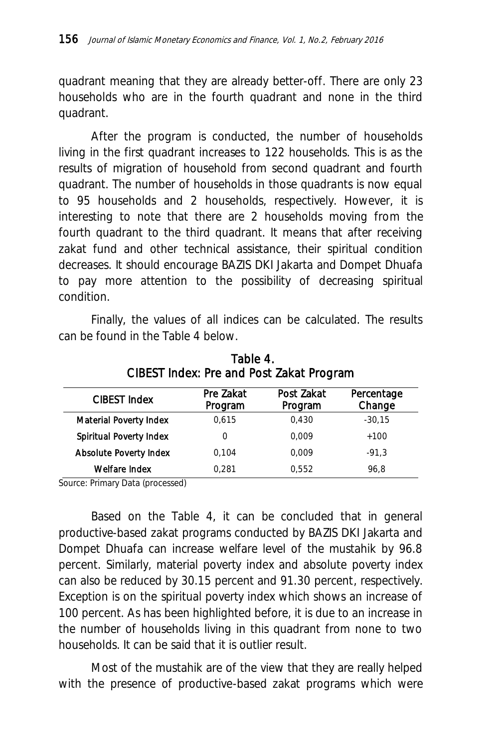quadrant meaning that they are already better-off. There are only 23 households who are in the fourth quadrant and none in the third quadrant.

After the program is conducted, the number of households living in the first quadrant increases to 122 households. This is as the results of migration of household from second quadrant and fourth quadrant. The number of households in those quadrants is now equal to 95 households and 2 households, respectively. However, it is interesting to note that there are 2 households moving from the fourth quadrant to the third quadrant. It means that after receiving zakat fund and other technical assistance, their spiritual condition decreases. It should encourage BAZIS DKI Jakarta and Dompet Dhuafa to pay more attention to the possibility of decreasing spiritual condition.

Finally, the values of all indices can be calculated. The results can be found in the Table 4 below.

**Table 4.**
**CIBEST Index: Pre and Post Zakat Program**

| CIBEST Index | Pre Zakat Program | Post Zakat Program | Percentage Change |
|---|---|---|---|
| Material Poverty Index | 0,615 | 0,430 | -30,15 |
| Spiritual Poverty Index | 0 | 0,009 | +100 |
| Absolute Poverty Index | 0,104 | 0,009 | -91,3 |
| Welfare Index | 0,281 | 0,552 | 96,8 |

Source: Primary Data (processed)

Based on the Table 4, it can be concluded that in general productive-based zakat programs conducted by BAZIS DKI Jakarta and Dompet Dhuafa can increase welfare level of the mustahik by 96.8 percent. Similarly, material poverty index and absolute poverty index can also be reduced by 30.15 percent and 91.30 percent, respectively. Exception is on the spiritual poverty index which shows an increase of 100 percent. As has been highlighted before, it is due to an increase in the number of households living in this quadrant from none to two households. It can be said that it is outlier result.

Most of the mustahik are of the view that they are really helped with the presence of productive-based zakat programs which were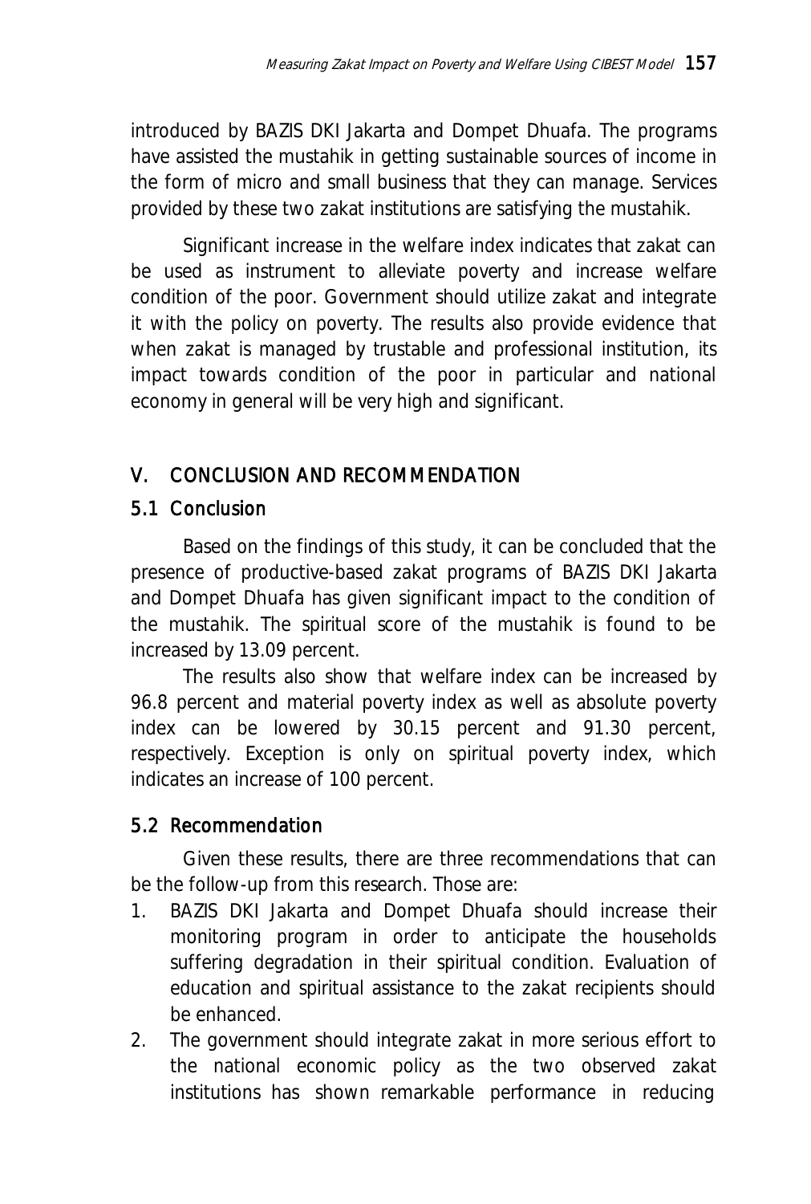introduced by BAZIS DKI Jakarta and Dompet Dhuafa. The programs have assisted the mustahik in getting sustainable sources of income in the form of micro and small business that they can manage. Services provided by these two zakat institutions are satisfying the mustahik.

Significant increase in the welfare index indicates that zakat can be used as instrument to alleviate poverty and increase welfare condition of the poor. Government should utilize zakat and integrate it with the policy on poverty. The results also provide evidence that when zakat is managed by trustable and professional institution, its impact towards condition of the poor in particular and national economy in general will be very high and significant.

## V. CONCLUSION AND RECOMMENDATION

### 5.1 Conclusion

Based on the findings of this study, it can be concluded that the presence of productive-based zakat programs of BAZIS DKI Jakarta and Dompet Dhuafa has given significant impact to the condition of the mustahik. The spiritual score of the mustahik is found to be increased by 13.09 percent.

The results also show that welfare index can be increased by 96.8 percent and material poverty index as well as absolute poverty index can be lowered by 30.15 percent and 91.30 percent, respectively. Exception is only on spiritual poverty index, which indicates an increase of 100 percent.

### 5.2 Recommendation

Given these results, there are three recommendations that can be the follow-up from this research. Those are:

1. BAZIS DKI Jakarta and Dompet Dhuafa should increase their monitoring program in order to anticipate the households suffering degradation in their spiritual condition. Evaluation of education and spiritual assistance to the zakat recipients should be enhanced.
2. The government should integrate zakat in more serious effort to the national economic policy as the two observed zakat institutions has shown remarkable performance in reducing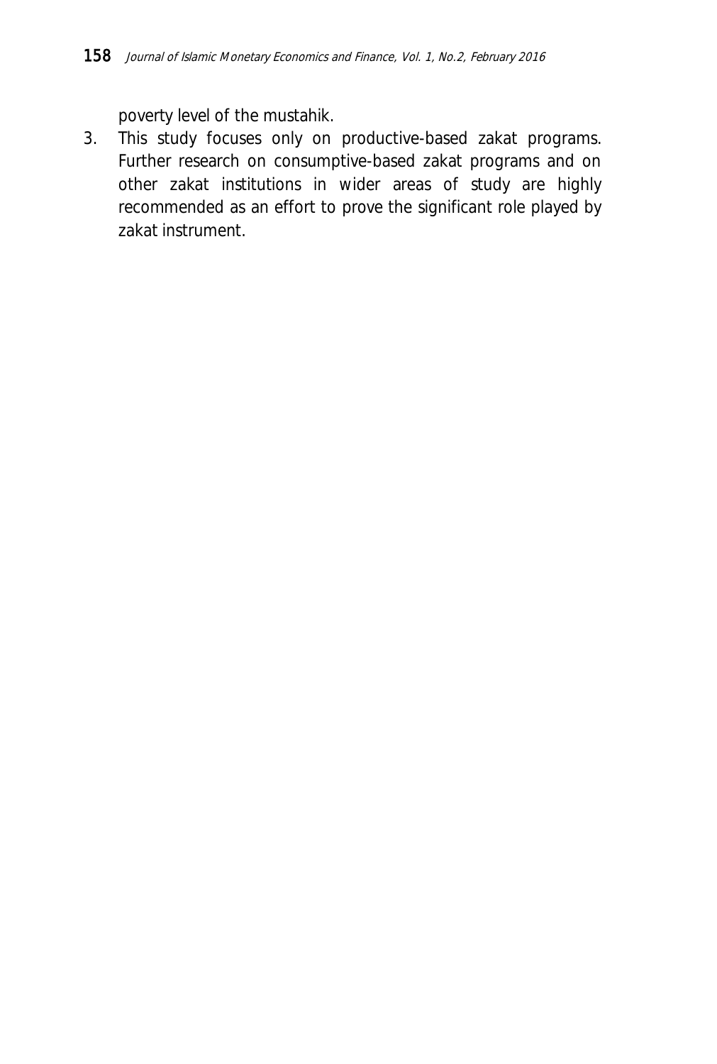poverty level of the mustahik.

3. This study focuses only on productive-based zakat programs. Further research on consumptive-based zakat programs and on other zakat institutions in wider areas of study are highly recommended as an effort to prove the significant role played by zakat instrument.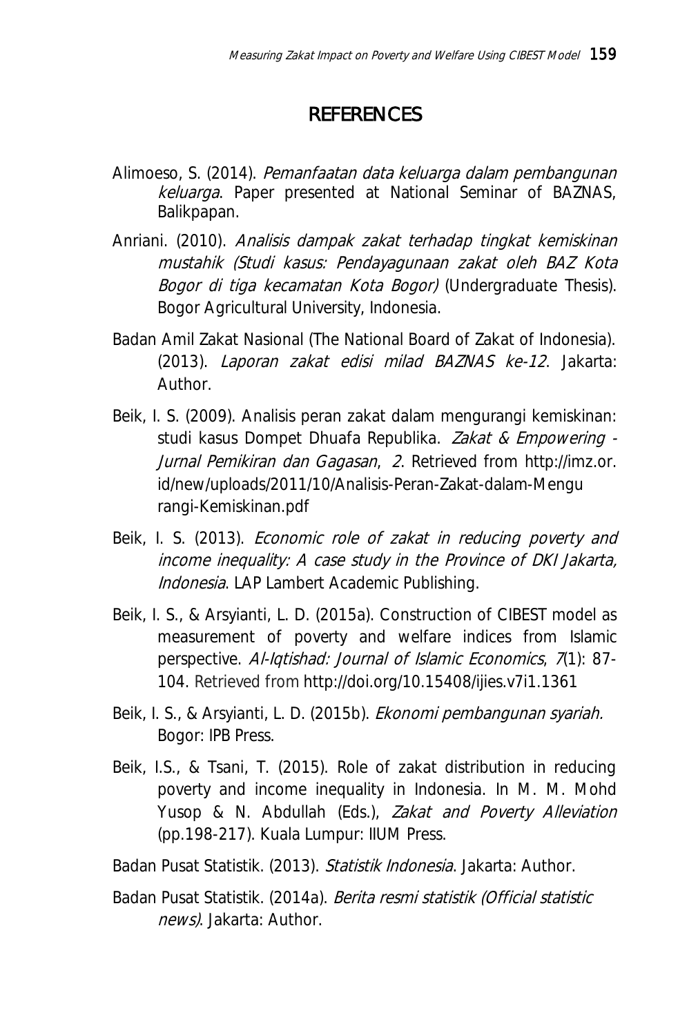## REFERENCES

Alimoeso, S. (2014). *Pemanfaatan data keluarga dalam pembangunan keluarga*. Paper presented at National Seminar of BAZNAS, Balikpapan.

Anriani. (2010). *Analisis dampak zakat terhadap tingkat kemiskinan mustahik (Studi kasus: Pendayagunaan zakat oleh BAZ Kota Bogor di tiga kecamatan Kota Bogor)* (Undergraduate Thesis). Bogor Agricultural University, Indonesia.

Badan Amil Zakat Nasional (The National Board of Zakat of Indonesia). (2013). *Laporan zakat edisi milad BAZNAS ke-12*. Jakarta: Author.

Beik, I. S. (2009). Analisis peran zakat dalam mengurangi kemiskinan: studi kasus Dompet Dhuafa Republika. *Zakat & Empowering - Jurnal Pemikiran dan Gagasan*, *2*. Retrieved from http://imz.or.id/new/uploads/2011/10/Analisis-Peran-Zakat-dalam-Mengurangi-Kemiskinan.pdf

Beik, I. S. (2013). *Economic role of zakat in reducing poverty and income inequality: A case study in the Province of DKI Jakarta, Indonesia*. LAP Lambert Academic Publishing.

Beik, I. S., & Arsyianti, L. D. (2015a). Construction of CIBEST model as measurement of poverty and welfare indices from Islamic perspective. *Al-Iqtishad: Journal of Islamic Economics*, *7*(1): 87-104. Retrieved from http://doi.org/10.15408/ijies.v7i1.1361

Beik, I. S., & Arsyianti, L. D. (2015b). *Ekonomi pembangunan syariah.* Bogor: IPB Press.

Beik, I.S., & Tsani, T. (2015). Role of zakat distribution in reducing poverty and income inequality in Indonesia. In M. M. Mohd Yusop & N. Abdullah (Eds.), *Zakat and Poverty Alleviation* (pp.198-217). Kuala Lumpur: IIUM Press.

Badan Pusat Statistik. (2013). *Statistik Indonesia*. Jakarta: Author.

Badan Pusat Statistik. (2014a). *Berita resmi statistik (Official statistic news)*. Jakarta: Author.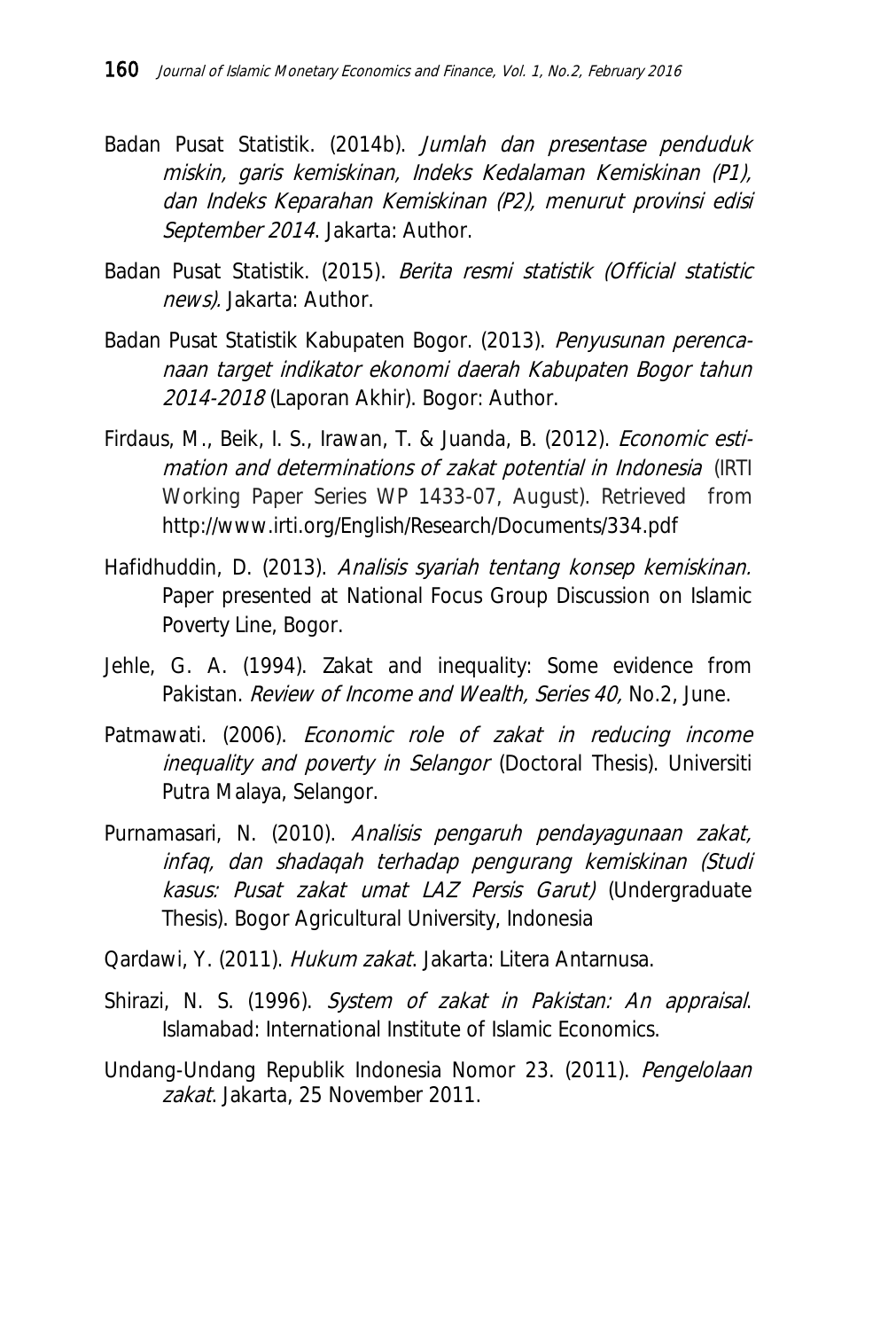Badan Pusat Statistik. (2014b). *Jumlah dan presentase penduduk miskin, garis kemiskinan, Indeks Kedalaman Kemiskinan (P1), dan Indeks Keparahan Kemiskinan (P2), menurut provinsi edisi September 2014*. Jakarta: Author.

Badan Pusat Statistik. (2015). *Berita resmi statistik (Official statistic news).* Jakarta: Author.

Badan Pusat Statistik Kabupaten Bogor. (2013). *Penyusunan perencanaan target indikator ekonomi daerah Kabupaten Bogor tahun 2014-2018* (Laporan Akhir). Bogor: Author.

Firdaus, M., Beik, I. S., Irawan, T. & Juanda, B. (2012). *Economic estimation and determinations of zakat potential in Indonesia* (IRTI Working Paper Series WP 1433-07, August). Retrieved from http://www.irti.org/English/Research/Documents/334.pdf

Hafidhuddin, D. (2013). *Analisis syariah tentang konsep kemiskinan.* Paper presented at National Focus Group Discussion on Islamic Poverty Line, Bogor.

Jehle, G. A. (1994). Zakat and inequality: Some evidence from Pakistan. *Review of Income and Wealth, Series 40,* No.2, June.

Patmawati. (2006). *Economic role of zakat in reducing income inequality and poverty in Selangor* (Doctoral Thesis). Universiti Putra Malaya, Selangor.

Purnamasari, N. (2010). *Analisis pengaruh pendayagunaan zakat, infaq, dan shadaqah terhadap pengurang kemiskinan (Studi kasus: Pusat zakat umat LAZ Persis Garut)* (Undergraduate Thesis). Bogor Agricultural University, Indonesia

Qardawi, Y. (2011). *Hukum zakat*. Jakarta: Litera Antarnusa.

Shirazi, N. S. (1996). *System of zakat in Pakistan: An appraisal*. Islamabad: International Institute of Islamic Economics.

Undang-Undang Republik Indonesia Nomor 23. (2011). *Pengelolaan zakat*. Jakarta, 25 November 2011.